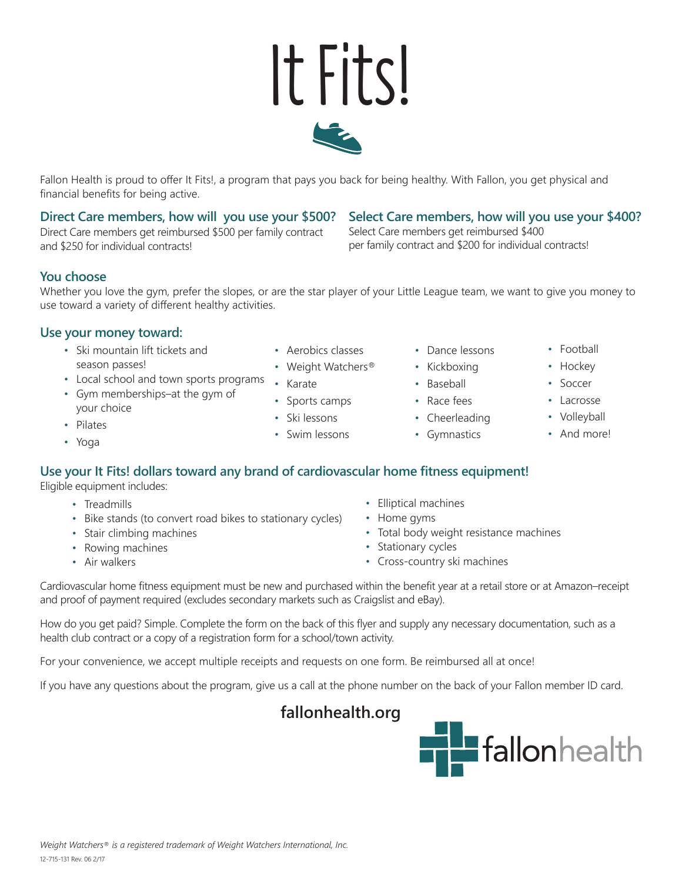# It Fits!

Fallon Health is proud to offer It Fits!, a program that pays you back for being healthy. With Fallon, you get physical and financial benefits for being active.

## Direct Care members, how will you use your $500?

Direct Care members get reimbursed $500 per family contract and $250 for individual contracts!

## Select Care members, how will you use your $400?

Select Care members get reimbursed $400 per family contract and $200 for individual contracts!

## You choose

Whether you love the gym, prefer the slopes, or are the star player of your Little League team, we want to give you money to use toward a variety of different healthy activities.

## Use your money toward:

- Ski mountain lift tickets and season passes!
- Local school and town sports programs
- Gym memberships–at the gym of your choice
- Pilates
- Yoga
- Aerobics classes
- Weight Watchers®
- Karate
- Sports camps
- Ski lessons
- Swim lessons
- Dance lessons
- Kickboxing
- Baseball
- Race fees
- Cheerleading
- Gymnastics
- Football
- Hockey
- Soccer
- Lacrosse
- Volleyball
- And more!

## Use your It Fits! dollars toward any brand of cardiovascular home fitness equipment!

Eligible equipment includes:

- Treadmills
- Bike stands (to convert road bikes to stationary cycles)
- Stair climbing machines
- Rowing machines
- Air walkers
- Elliptical machines
- Home gyms
- Total body weight resistance machines
- Stationary cycles
- Cross-country ski machines

Cardiovascular home fitness equipment must be new and purchased within the benefit year at a retail store or at Amazon–receipt and proof of payment required (excludes secondary markets such as Craigslist and eBay).

How do you get paid? Simple. Complete the form on the back of this flyer and supply any necessary documentation, such as a health club contract or a copy of a registration form for a school/town activity.

For your convenience, we accept multiple receipts and requests on one form. Be reimbursed all at once!

If you have any questions about the program, give us a call at the phone number on the back of your Fallon member ID card.

**fallonhealth.org**

fallonhealth

*Weight Watchers® is a registered trademark of Weight Watchers International, Inc.*

12-715-131 Rev. 06 2/17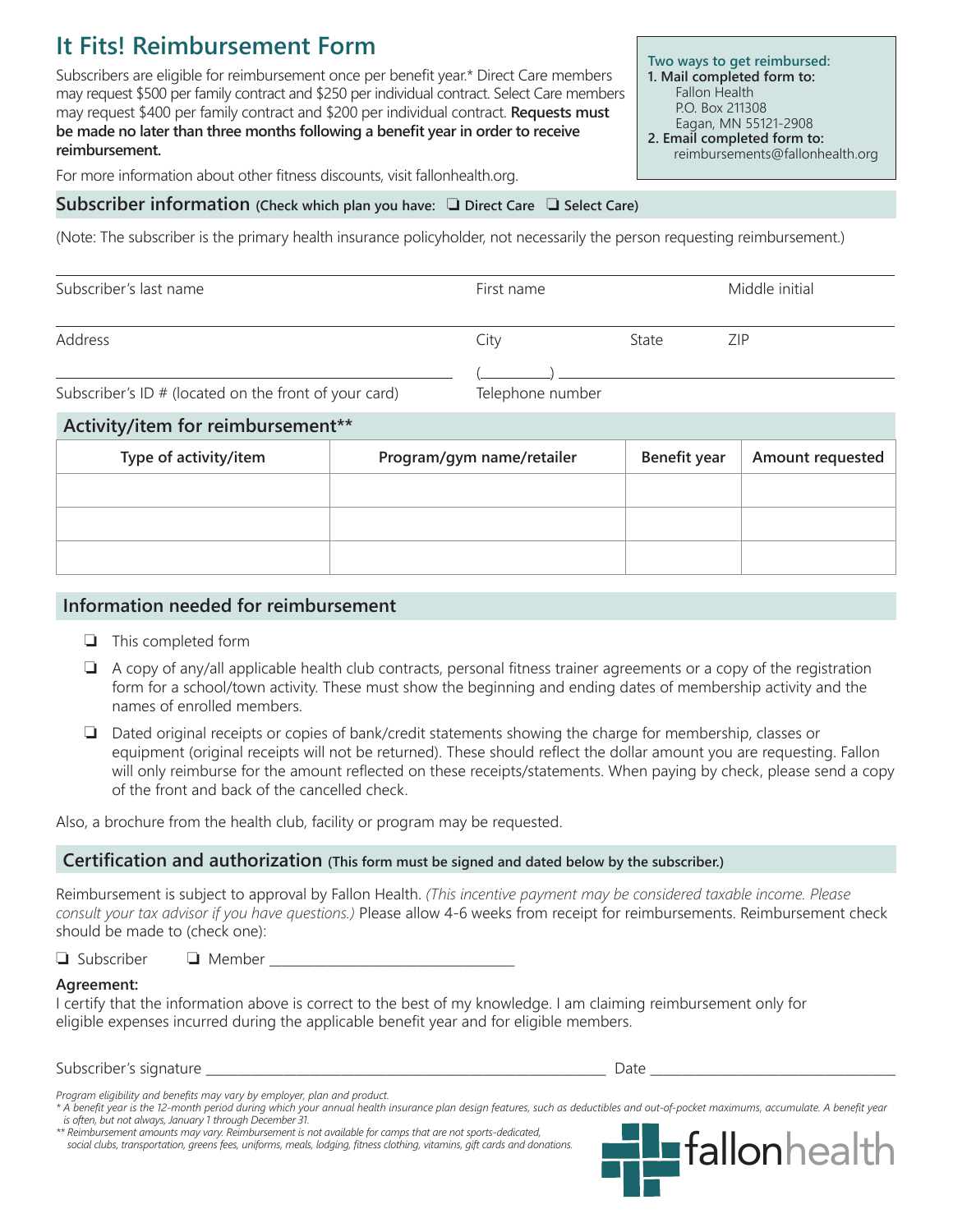# It Fits! Reimbursement Form

Subscribers are eligible for reimbursement once per benefit year.* Direct Care members may request $500 per family contract and $250 per individual contract. Select Care members may request $400 per family contract and $200 per individual contract. **Requests must be made no later than three months following a benefit year in order to receive reimbursement.**

For more information about other fitness discounts, visit fallonhealth.org.

**Two ways to get reimbursed:**

1. **Mail completed form to:**
   Fallon Health
   P.O. Box 211308
   Eagan, MN 55121-2908
2. **Email completed form to:**
   reimbursements@fallonhealth.org

## Subscriber information (Check which plan you have: ❑ Direct Care ❑ Select Care)

(Note: The subscriber is the primary health insurance policyholder, not necessarily the person requesting reimbursement.)

Subscriber's last name ____________ First name ____________ Middle initial ____

Address ____________ City ____________ State ____ ZIP ____

Subscriber's ID # (located on the front of your card) ____________ Telephone number (____) ____________

## Activity/item for reimbursement**

| Type of activity/item | Program/gym name/retailer | Benefit year | Amount requested |
|---|---|---|---|
| | | | |
| | | | |
| | | | |

## Information needed for reimbursement

- ❑ This completed form
- ❑ A copy of any/all applicable health club contracts, personal fitness trainer agreements or a copy of the registration form for a school/town activity. These must show the beginning and ending dates of membership activity and the names of enrolled members.
- ❑ Dated original receipts or copies of bank/credit statements showing the charge for membership, classes or equipment (original receipts will not be returned). These should reflect the dollar amount you are requesting. Fallon will only reimburse for the amount reflected on these receipts/statements. When paying by check, please send a copy of the front and back of the cancelled check.

Also, a brochure from the health club, facility or program may be requested.

## Certification and authorization (This form must be signed and dated below by the subscriber.)

Reimbursement is subject to approval by Fallon Health. *(This incentive payment may be considered taxable income. Please consult your tax advisor if you have questions.)* Please allow 4-6 weeks from receipt for reimbursements. Reimbursement check should be made to (check one):

❑ Subscriber ❑ Member ____________________

**Agreement:**
I certify that the information above is correct to the best of my knowledge. I am claiming reimbursement only for eligible expenses incurred during the applicable benefit year and for eligible members.

Subscriber's signature ____________________ Date ____________

*Program eligibility and benefits may vary by employer, plan and product.*

*\* A benefit year is the 12-month period during which your annual health insurance plan design features, such as deductibles and out-of-pocket maximums, accumulate. A benefit year is often, but not always, January 1 through December 31.*

*\*\* Reimbursement amounts may vary. Reimbursement is not available for camps that are not sports-dedicated, social clubs, transportation, greens fees, uniforms, meals, lodging, fitness clothing, vitamins, gift cards and donations.*

fallonhealth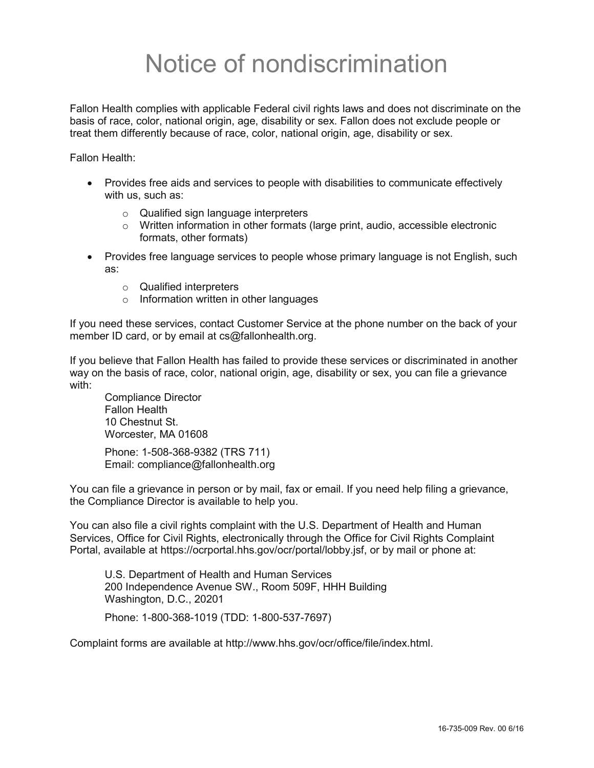# Notice of nondiscrimination

Fallon Health complies with applicable Federal civil rights laws and does not discriminate on the basis of race, color, national origin, age, disability or sex. Fallon does not exclude people or treat them differently because of race, color, national origin, age, disability or sex.

Fallon Health:

- Provides free aids and services to people with disabilities to communicate effectively with us, such as:
    - Qualified sign language interpreters
    - Written information in other formats (large print, audio, accessible electronic formats, other formats)
- Provides free language services to people whose primary language is not English, such as:
    - Qualified interpreters
    - Information written in other languages

If you need these services, contact Customer Service at the phone number on the back of your member ID card, or by email at cs@fallonhealth.org.

If you believe that Fallon Health has failed to provide these services or discriminated in another way on the basis of race, color, national origin, age, disability or sex, you can file a grievance with:

Compliance Director
Fallon Health
10 Chestnut St.
Worcester, MA 01608

Phone: 1-508-368-9382 (TRS 711)
Email: compliance@fallonhealth.org

You can file a grievance in person or by mail, fax or email. If you need help filing a grievance, the Compliance Director is available to help you.

You can also file a civil rights complaint with the U.S. Department of Health and Human Services, Office for Civil Rights, electronically through the Office for Civil Rights Complaint Portal, available at https://ocrportal.hhs.gov/ocr/portal/lobby.jsf, or by mail or phone at:

U.S. Department of Health and Human Services
200 Independence Avenue SW., Room 509F, HHH Building
Washington, D.C., 20201

Phone: 1-800-368-1019 (TDD: 1-800-537-7697)

Complaint forms are available at http://www.hhs.gov/ocr/office/file/index.html.

16-735-009 Rev. 00 6/16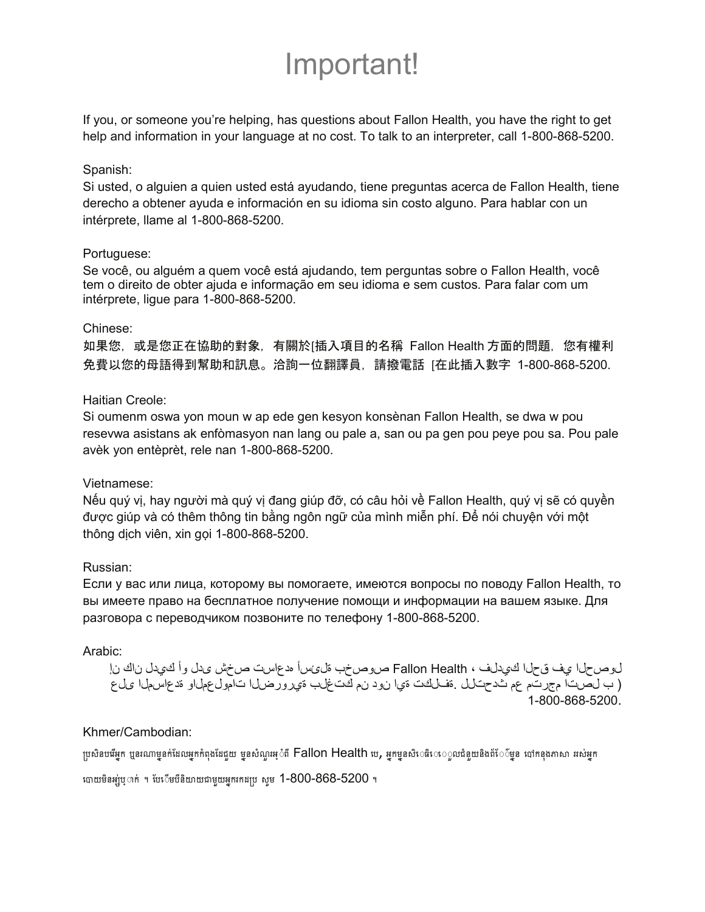# Important!

If you, or someone you're helping, has questions about Fallon Health, you have the right to get help and information in your language at no cost. To talk to an interpreter, call 1-800-868-5200.

Spanish:
Si usted, o alguien a quien usted está ayudando, tiene preguntas acerca de Fallon Health, tiene derecho a obtener ayuda e información en su idioma sin costo alguno. Para hablar con un intérprete, llame al 1-800-868-5200.

Portuguese:
Se você, ou alguém a quem você está ajudando, tem perguntas sobre o Fallon Health, você tem o direito de obter ajuda e informação em seu idioma e sem custos. Para falar com um intérprete, ligue para 1-800-868-5200.

Chinese:
如果您，或是您正在協助的對象，有關於[插入項目的名稱 Fallon Health 方面的問題，您有權利免費以您的母語得到幫助和訊息。洽詢一位翻譯員，請撥電話 [在此插入數字 1-800-868-5200.

Haitian Creole:
Si oumenm oswa yon moun w ap ede gen kesyon konsènan Fallon Health, se dwa w pou resevwa asistans ak enfòmasyon nan lang ou pale a, san ou pa gen pou peye pou sa. Pou pale avèk yon entèprèt, rele nan 1-800-868-5200.

Vietnamese:
Nếu quý vị, hay người mà quý vị đang giúp đỡ, có câu hỏi về Fallon Health, quý vị sẽ có quyền được giúp và có thêm thông tin bằng ngôn ngữ của mình miễn phí. Để nói chuyện với một thông dịch viên, xin gọi 1-800-868-5200.

Russian:
Если у вас или лица, которому вы помогаете, имеются вопросы по поводу Fallon Health, то вы имеете право на бесплатное получение помощи и информации на вашем языке. Для разговора с переводчиком позвоните по телефону 1-800-868-5200.

Arabic:
إن كان لديك أو لدى شخص تساعده أسئلة بخصوص Fallon Health ، فلديك الحق في الحصول على المساعدة والمعلومات الضرورية بلغتك من دون اية تكلفة. للتحدث مع مترجم اتصل ب ) 1-800-868-5200.

Khmer/Cambodian:
ប្រសិនបើអ្នក ឬនរណាម្នាក់ដែលអ្នកកំពុងតែជួយ មានសំណួរអំពី Fallon Health ហើយ, អ្នកមានសិទ្ធិទទួលជំនួយនិងព័ត៌មាន នៅក្នុងភាសា របស់អ្នក ដោយមិនអស់ប្រាក់ ។ ដើម្បីនិយាយជាមួយអ្នកបកប្រែ សូម 1-800-868-5200 ។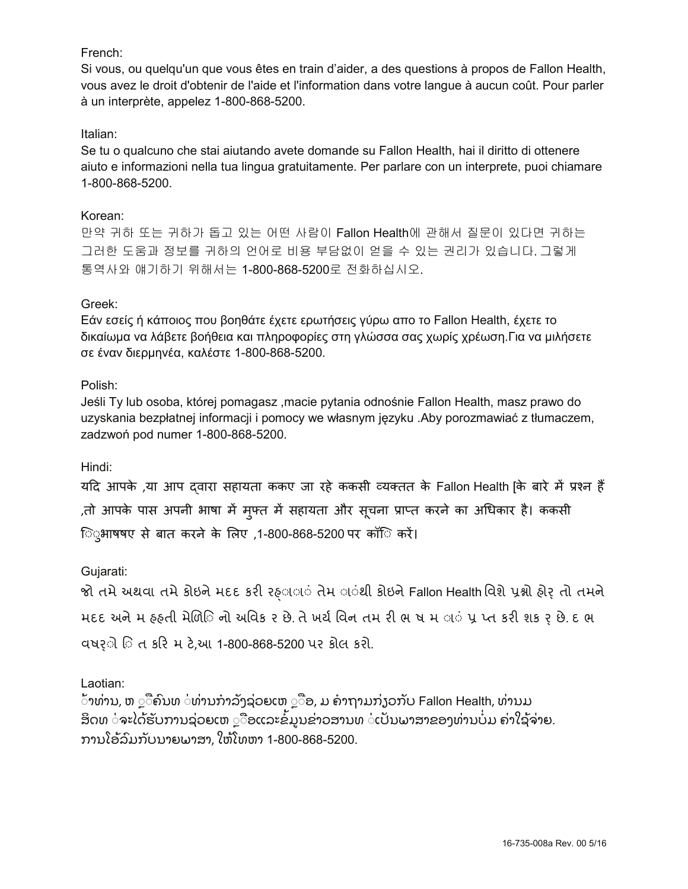French:
Si vous, ou quelqu'un que vous êtes en train d'aider, a des questions à propos de Fallon Health, vous avez le droit d'obtenir de l'aide et l'information dans votre langue à aucun coût. Pour parler à un interprète, appelez 1-800-868-5200.

Italian:
Se tu o qualcuno che stai aiutando avete domande su Fallon Health, hai il diritto di ottenere aiuto e informazioni nella tua lingua gratuitamente. Per parlare con un interprete, puoi chiamare 1-800-868-5200.

Korean:
만약 귀하 또는 귀하가 돕고 있는 어떤 사람이 Fallon Health에 관해서 질문이 있다면 귀하는 그러한 도움과 정보를 귀하의 언어로 비용 부담없이 얻을 수 있는 권리가 있습니다. 그렇게 통역사와 얘기하기 위해서는 1-800-868-5200로 전화하십시오.

Greek:
Εάν εσείς ή κάποιος που βοηθάτε έχετε ερωτήσεις γύρω απο το Fallon Health, έχετε το δικαίωμα να λάβετε βοήθεια και πληροφορίες στη γλώσσα σας χωρίς χρέωση.Για να μιλήσετε σε έναν διερμηνέα, καλέστε 1-800-868-5200.

Polish:
Jeśli Ty lub osoba, której pomagasz ,macie pytania odnośnie Fallon Health, masz prawo do uzyskania bezpłatnej informacji i pomocy we własnym języku .Aby porozmawiać z tłumaczem, zadzwoń pod numer 1-800-868-5200.

Hindi:
यदि आपके ,या आप द्वारा सहायता ककए जा रहे ककसी व्यक्तत के Fallon Health [के बारे में प्रश्न हैं ,तो आपके पास अपनी भाषा में मुफ्त में सहायता और सूचना प्राप्त करने का अधिकार है। ककसी िुभाषषए से बात करने के लिए ,1-800-868-5200 पर कॉि करें।

Gujarati:
જો તમે અથવા તમે કોઇને મદદ કરી રહ્ાાં તેમ ાંથી કોઇને Fallon Health વિશે પ્રશ્નો હોર્ તો તમને મદદ અને મ હહતી મેળિિ નો અવિક ર છે. તે ખર્થ વિન તમ રી ભ ષ મ ાં પ્ર પ્ત કરી શક ર્ છે. દ ભ વષર્ો િ ત કરિ મ ટે,આ 1-800-868-5200 પર કોલ કરો.

Laotian:
ຖ້າທ່ານ, ຫ ຼືຄົນທ ່ທ່ານກໍາລັງຊ່ວຍເຫ ຼືອ, ມ ຄໍາຖາມກ່ຽວກັບ Fallon Health, ທ່ານມ ສິດທ ່ຈະໄດ້ຮັບການຊ່ວຍເຫ ຼືອແລະຂໍ້ມູນຂ່າວສານທ ່ເປັນພາສາຂອງທ່ານບໍ່ມ ຄ່າໃຊ້ຈ່າຍ. ການໂອ້ລົມກັບນາຍພາສາ, ໃຫ້ໂທຫາ 1-800-868-5200.

16-735-008a Rev. 00 5/16